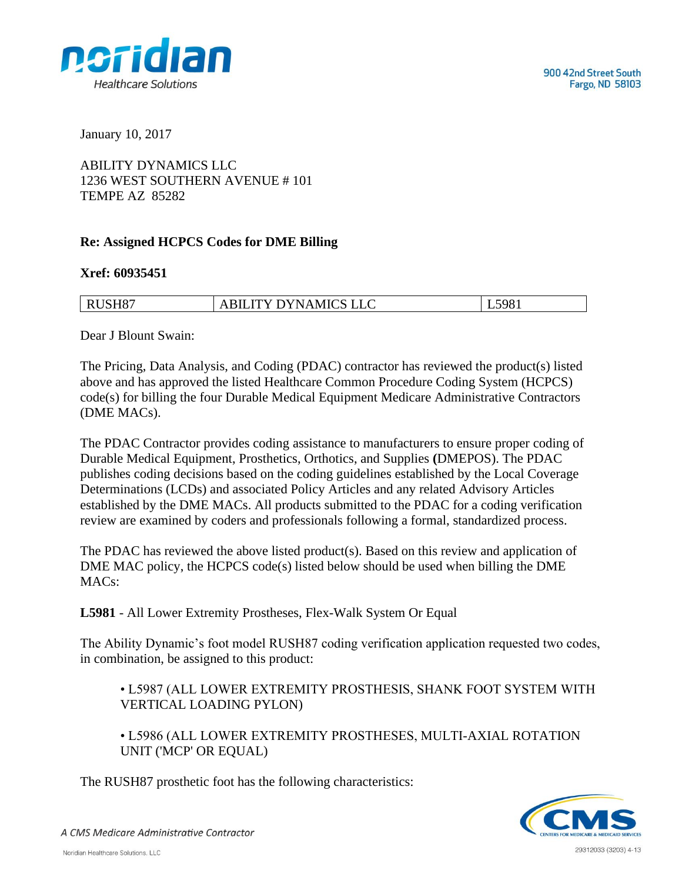noridian Healthcare Solutions

900 42nd Street South
Fargo, ND 58103

January 10, 2017

ABILITY DYNAMICS LLC
1236 WEST SOUTHERN AVENUE # 101
TEMPE AZ 85282

**Re: Assigned HCPCS Codes for DME Billing**

**Xref: 60935451**

| RUSH87 | ABILITY DYNAMICS LLC | L5981 |
|---|---|---|

Dear J Blount Swain:

The Pricing, Data Analysis, and Coding (PDAC) contractor has reviewed the product(s) listed above and has approved the listed Healthcare Common Procedure Coding System (HCPCS) code(s) for billing the four Durable Medical Equipment Medicare Administrative Contractors (DME MACs).

The PDAC Contractor provides coding assistance to manufacturers to ensure proper coding of Durable Medical Equipment, Prosthetics, Orthotics, and Supplies **(**DMEPOS). The PDAC publishes coding decisions based on the coding guidelines established by the Local Coverage Determinations (LCDs) and associated Policy Articles and any related Advisory Articles established by the DME MACs. All products submitted to the PDAC for a coding verification review are examined by coders and professionals following a formal, standardized process.

The PDAC has reviewed the above listed product(s). Based on this review and application of DME MAC policy, the HCPCS code(s) listed below should be used when billing the DME MACs:

**L5981** - All Lower Extremity Prostheses, Flex-Walk System Or Equal

The Ability Dynamic's foot model RUSH87 coding verification application requested two codes, in combination, be assigned to this product:

- L5987 (ALL LOWER EXTREMITY PROSTHESIS, SHANK FOOT SYSTEM WITH VERTICAL LOADING PYLON)
- L5986 (ALL LOWER EXTREMITY PROSTHESES, MULTI-AXIAL ROTATION UNIT ('MCP' OR EQUAL)

The RUSH87 prosthetic foot has the following characteristics:

*A CMS Medicare Administrative Contractor*

Noridian Healthcare Solutions, LLC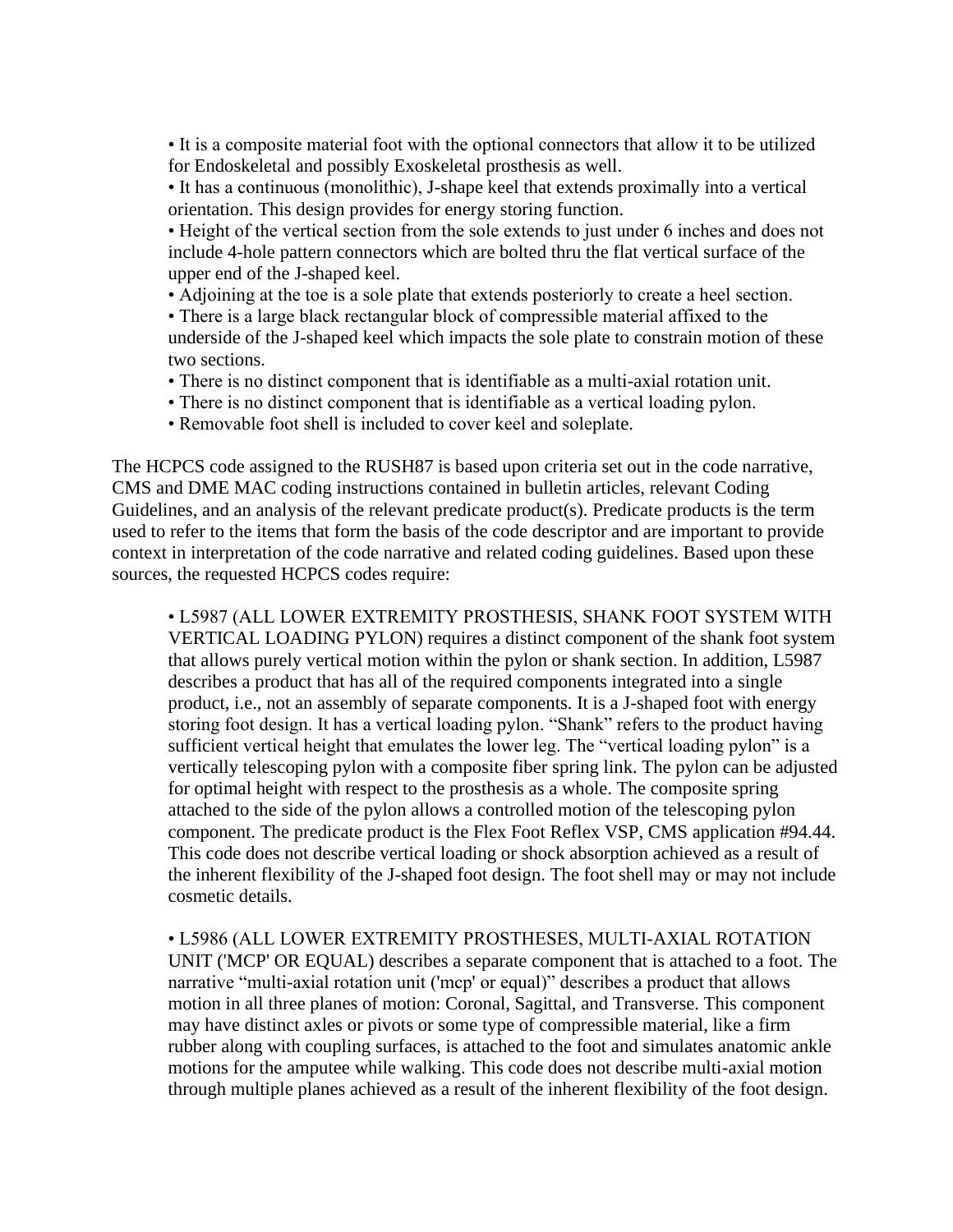- It is a composite material foot with the optional connectors that allow it to be utilized for Endoskeletal and possibly Exoskeletal prosthesis as well.
- It has a continuous (monolithic), J-shape keel that extends proximally into a vertical orientation. This design provides for energy storing function.
- Height of the vertical section from the sole extends to just under 6 inches and does not include 4-hole pattern connectors which are bolted thru the flat vertical surface of the upper end of the J-shaped keel.
- Adjoining at the toe is a sole plate that extends posteriorly to create a heel section.
- There is a large black rectangular block of compressible material affixed to the underside of the J-shaped keel which impacts the sole plate to constrain motion of these two sections.
- There is no distinct component that is identifiable as a multi-axial rotation unit.
- There is no distinct component that is identifiable as a vertical loading pylon.
- Removable foot shell is included to cover keel and soleplate.

The HCPCS code assigned to the RUSH87 is based upon criteria set out in the code narrative, CMS and DME MAC coding instructions contained in bulletin articles, relevant Coding Guidelines, and an analysis of the relevant predicate product(s). Predicate products is the term used to refer to the items that form the basis of the code descriptor and are important to provide context in interpretation of the code narrative and related coding guidelines. Based upon these sources, the requested HCPCS codes require:

- L5987 (ALL LOWER EXTREMITY PROSTHESIS, SHANK FOOT SYSTEM WITH VERTICAL LOADING PYLON) requires a distinct component of the shank foot system that allows purely vertical motion within the pylon or shank section. In addition, L5987 describes a product that has all of the required components integrated into a single product, i.e., not an assembly of separate components. It is a J-shaped foot with energy storing foot design. It has a vertical loading pylon. "Shank" refers to the product having sufficient vertical height that emulates the lower leg. The "vertical loading pylon" is a vertically telescoping pylon with a composite fiber spring link. The pylon can be adjusted for optimal height with respect to the prosthesis as a whole. The composite spring attached to the side of the pylon allows a controlled motion of the telescoping pylon component. The predicate product is the Flex Foot Reflex VSP, CMS application #94.44. This code does not describe vertical loading or shock absorption achieved as a result of the inherent flexibility of the J-shaped foot design. The foot shell may or may not include cosmetic details.

- L5986 (ALL LOWER EXTREMITY PROSTHESES, MULTI-AXIAL ROTATION UNIT ('MCP' OR EQUAL) describes a separate component that is attached to a foot. The narrative "multi-axial rotation unit ('mcp' or equal)" describes a product that allows motion in all three planes of motion: Coronal, Sagittal, and Transverse. This component may have distinct axles or pivots or some type of compressible material, like a firm rubber along with coupling surfaces, is attached to the foot and simulates anatomic ankle motions for the amputee while walking. This code does not describe multi-axial motion through multiple planes achieved as a result of the inherent flexibility of the foot design.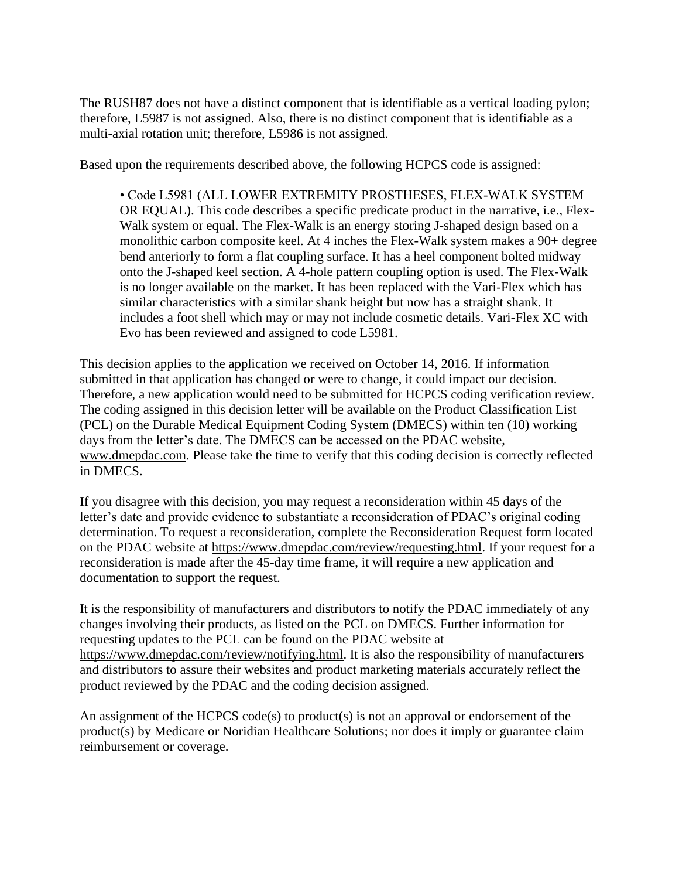The RUSH87 does not have a distinct component that is identifiable as a vertical loading pylon; therefore, L5987 is not assigned. Also, there is no distinct component that is identifiable as a multi-axial rotation unit; therefore, L5986 is not assigned.

Based upon the requirements described above, the following HCPCS code is assigned:

- Code L5981 (ALL LOWER EXTREMITY PROSTHESES, FLEX-WALK SYSTEM OR EQUAL). This code describes a specific predicate product in the narrative, i.e., Flex-Walk system or equal. The Flex-Walk is an energy storing J-shaped design based on a monolithic carbon composite keel. At 4 inches the Flex-Walk system makes a 90+ degree bend anteriorly to form a flat coupling surface. It has a heel component bolted midway onto the J-shaped keel section. A 4-hole pattern coupling option is used. The Flex-Walk is no longer available on the market. It has been replaced with the Vari-Flex which has similar characteristics with a similar shank height but now has a straight shank. It includes a foot shell which may or may not include cosmetic details. Vari-Flex XC with Evo has been reviewed and assigned to code L5981.

This decision applies to the application we received on October 14, 2016. If information submitted in that application has changed or were to change, it could impact our decision. Therefore, a new application would need to be submitted for HCPCS coding verification review. The coding assigned in this decision letter will be available on the Product Classification List (PCL) on the Durable Medical Equipment Coding System (DMECS) within ten (10) working days from the letter's date. The DMECS can be accessed on the PDAC website, www.dmepdac.com. Please take the time to verify that this coding decision is correctly reflected in DMECS.

If you disagree with this decision, you may request a reconsideration within 45 days of the letter's date and provide evidence to substantiate a reconsideration of PDAC's original coding determination. To request a reconsideration, complete the Reconsideration Request form located on the PDAC website at https://www.dmepdac.com/review/requesting.html. If your request for a reconsideration is made after the 45-day time frame, it will require a new application and documentation to support the request.

It is the responsibility of manufacturers and distributors to notify the PDAC immediately of any changes involving their products, as listed on the PCL on DMECS. Further information for requesting updates to the PCL can be found on the PDAC website at https://www.dmepdac.com/review/notifying.html. It is also the responsibility of manufacturers and distributors to assure their websites and product marketing materials accurately reflect the product reviewed by the PDAC and the coding decision assigned.

An assignment of the HCPCS code(s) to product(s) is not an approval or endorsement of the product(s) by Medicare or Noridian Healthcare Solutions; nor does it imply or guarantee claim reimbursement or coverage.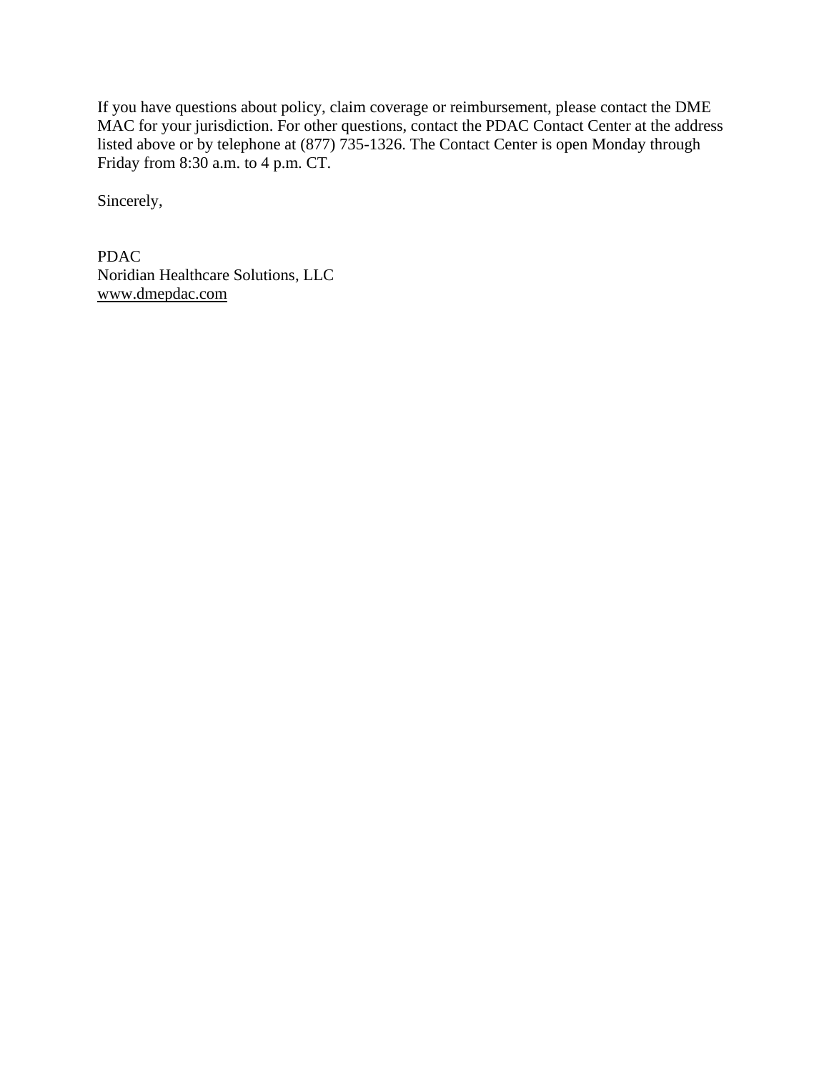If you have questions about policy, claim coverage or reimbursement, please contact the DME MAC for your jurisdiction. For other questions, contact the PDAC Contact Center at the address listed above or by telephone at (877) 735-1326. The Contact Center is open Monday through Friday from 8:30 a.m. to 4 p.m. CT.

Sincerely,

PDAC
Noridian Healthcare Solutions, LLC
www.dmepdac.com